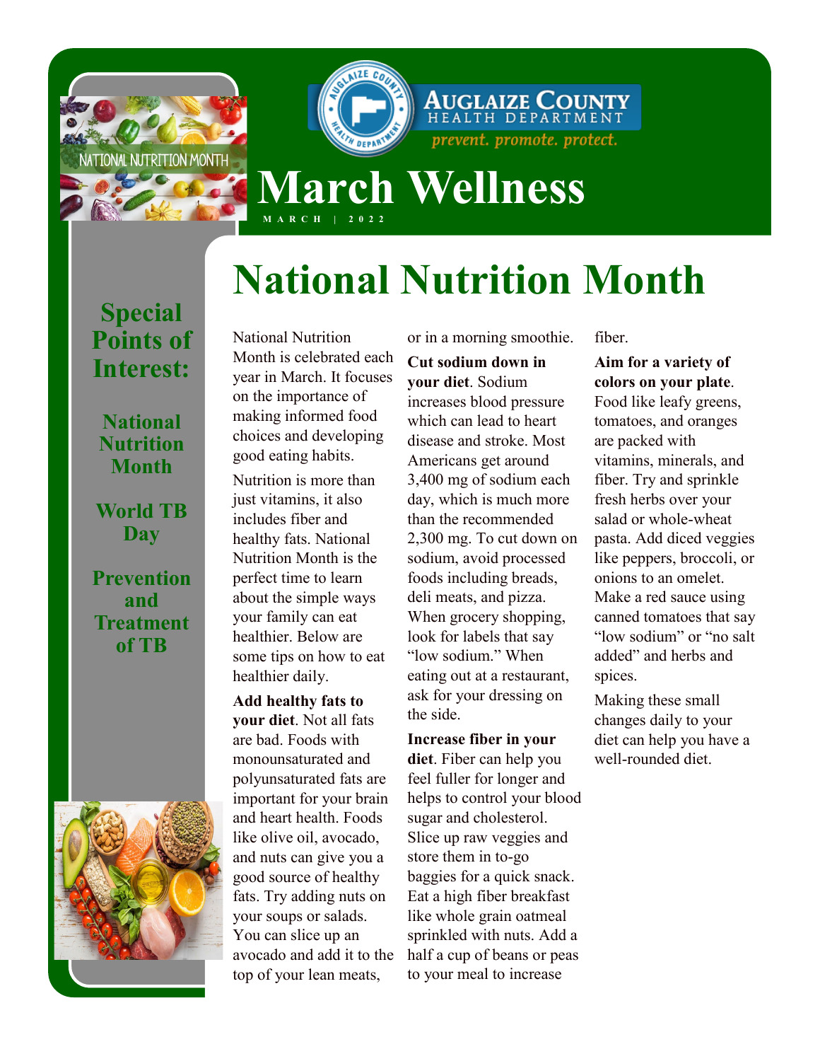Auglaize County Health Department

*prevent. promote. protect.*

# March Wellness

MARCH | 2022

## Special Points of Interest:

- National Nutrition Month
- World TB Day
- Prevention and Treatment of TB

## National Nutrition Month

National Nutrition Month is celebrated each year in March. It focuses on the importance of making informed food choices and developing good eating habits.

Nutrition is more than just vitamins, it also includes fiber and healthy fats. National Nutrition Month is the perfect time to learn about the simple ways your family can eat healthier. Below are some tips on how to eat healthier daily.

**Add healthy fats to your diet**. Not all fats are bad. Foods with monounsaturated and polyunsaturated fats are important for your brain and heart health. Foods like olive oil, avocado, and nuts can give you a good source of healthy fats. Try adding nuts on your soups or salads. You can slice up an avocado and add it to the top of your lean meats, or in a morning smoothie.

**Cut sodium down in your diet**. Sodium increases blood pressure which can lead to heart disease and stroke. Most Americans get around 3,400 mg of sodium each day, which is much more than the recommended 2,300 mg. To cut down on sodium, avoid processed foods including breads, deli meats, and pizza. When grocery shopping, look for labels that say "low sodium." When eating out at a restaurant, ask for your dressing on the side.

**Increase fiber in your diet**. Fiber can help you feel fuller for longer and helps to control your blood sugar and cholesterol. Slice up raw veggies and store them in to-go baggies for a quick snack. Eat a high fiber breakfast like whole grain oatmeal sprinkled with nuts. Add a half a cup of beans or peas to your meal to increase fiber.

**Aim for a variety of colors on your plate**. Food like leafy greens, tomatoes, and oranges are packed with vitamins, minerals, and fiber. Try and sprinkle fresh herbs over your salad or whole-wheat pasta. Add diced veggies like peppers, broccoli, or onions to an omelet. Make a red sauce using canned tomatoes that say "low sodium" or "no salt added" and herbs and spices.

Making these small changes daily to your diet can help you have a well-rounded diet.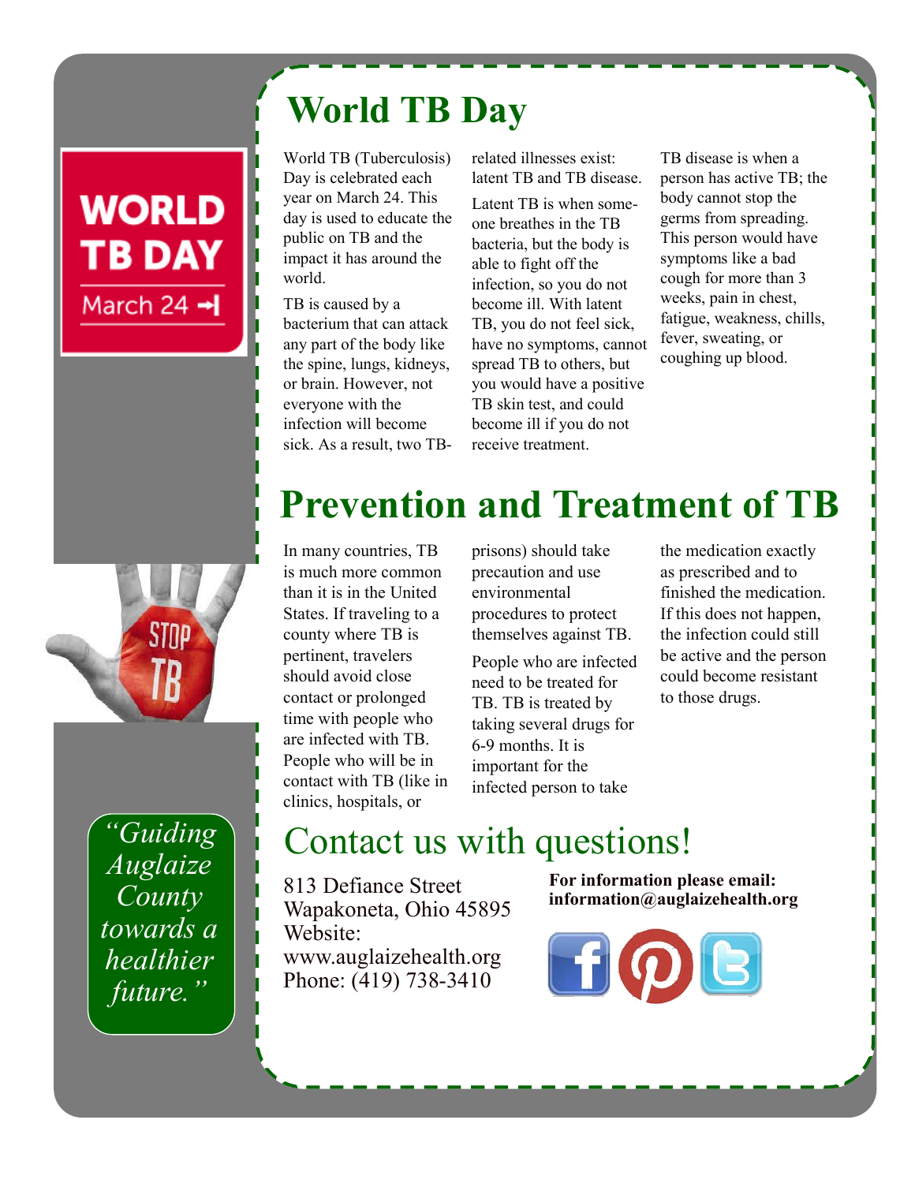WORLD TB DAY

March 24

# World TB Day

World TB (Tuberculosis) Day is celebrated each year on March 24. This day is used to educate the public on TB and the impact it has around the world.

TB is caused by a bacterium that can attack any part of the body like the spine, lungs, kidneys, or brain. However, not everyone with the infection will become sick. As a result, two TB-related illnesses exist: latent TB and TB disease.

Latent TB is when someone breathes in the TB bacteria, but the body is able to fight off the infection, so you do not become ill. With latent TB, you do not feel sick, have no symptoms, cannot spread TB to others, but you would have a positive TB skin test, and could become ill if you do not receive treatment.

TB disease is when a person has active TB; the body cannot stop the germs from spreading. This person would have symptoms like a bad cough for more than 3 weeks, pain in chest, fatigue, weakness, chills, fever, sweating, or coughing up blood.

# Prevention and Treatment of TB

In many countries, TB is much more common than it is in the United States. If traveling to a county where TB is pertinent, travelers should avoid close contact or prolonged time with people who are infected with TB. People who will be in contact with TB (like in clinics, hospitals, or prisons) should take precaution and use environmental procedures to protect themselves against TB.

People who are infected need to be treated for TB. TB is treated by taking several drugs for 6-9 months. It is important for the infected person to take the medication exactly as prescribed and to finished the medication. If this does not happen, the infection could still be active and the person could become resistant to those drugs.

*"Guiding Auglaize County towards a healthier future."*

## Contact us with questions!

813 Defiance Street
Wapakoneta, Ohio 45895
Website:
www.auglaizehealth.org
Phone: (419) 738-3410

**For information please email:**
**information@auglaizehealth.org**